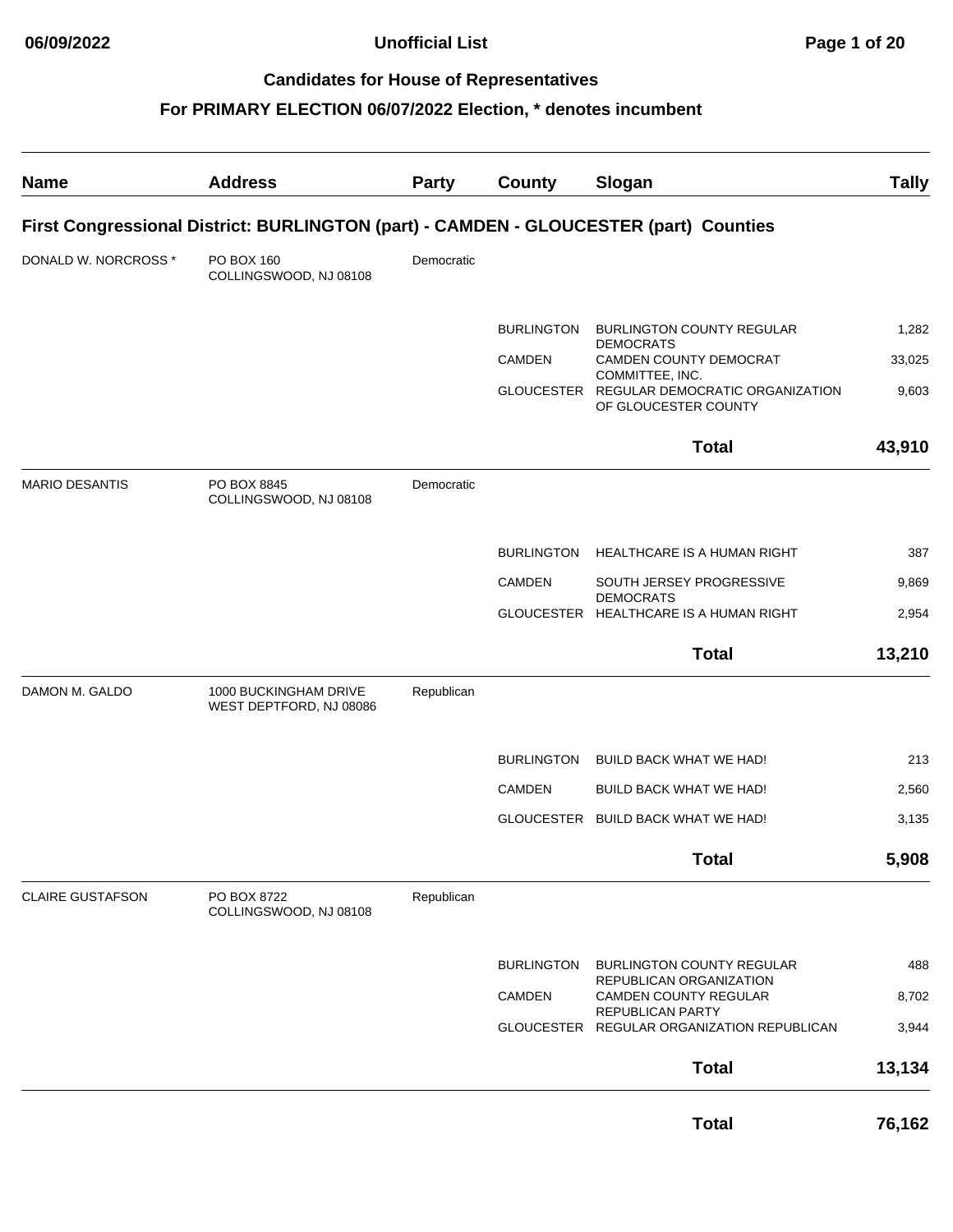# Candidates for House of Representatives

## For PRIMARY ELECTION 06/07/2022 Election, * denotes incumbent

Unofficial List

06/09/2022

| Name | Address | Party | County | Slogan | Tally |
|---|---|---|---|---|---|
| **First Congressional District: BURLINGTON (part) - CAMDEN - GLOUCESTER (part) Counties** | | | | | |
| DONALD W. NORCROSS * | PO BOX 160 COLLINGSWOOD, NJ 08108 | Democratic | | | |
| | | | BURLINGTON | BURLINGTON COUNTY REGULAR DEMOCRATS | 1,282 |
| | | | CAMDEN | CAMDEN COUNTY DEMOCRAT COMMITTEE, INC. | 33,025 |
| | | | GLOUCESTER | REGULAR DEMOCRATIC ORGANIZATION OF GLOUCESTER COUNTY | 9,603 |
| | | | | **Total** | **43,910** |
| MARIO DESANTIS | PO BOX 8845 COLLINGSWOOD, NJ 08108 | Democratic | | | |
| | | | BURLINGTON | HEALTHCARE IS A HUMAN RIGHT | 387 |
| | | | CAMDEN | SOUTH JERSEY PROGRESSIVE DEMOCRATS | 9,869 |
| | | | GLOUCESTER | HEALTHCARE IS A HUMAN RIGHT | 2,954 |
| | | | | **Total** | **13,210** |
| DAMON M. GALDO | 1000 BUCKINGHAM DRIVE WEST DEPTFORD, NJ 08086 | Republican | | | |
| | | | BURLINGTON | BUILD BACK WHAT WE HAD! | 213 |
| | | | CAMDEN | BUILD BACK WHAT WE HAD! | 2,560 |
| | | | GLOUCESTER | BUILD BACK WHAT WE HAD! | 3,135 |
| | | | | **Total** | **5,908** |
| CLAIRE GUSTAFSON | PO BOX 8722 COLLINGSWOOD, NJ 08108 | Republican | | | |
| | | | BURLINGTON | BURLINGTON COUNTY REGULAR REPUBLICAN ORGANIZATION | 488 |
| | | | CAMDEN | CAMDEN COUNTY REGULAR REPUBLICAN PARTY | 8,702 |
| | | | GLOUCESTER | REGULAR ORGANIZATION REPUBLICAN | 3,944 |
| | | | | **Total** | **13,134** |
| | | | | **Total** | **76,162** |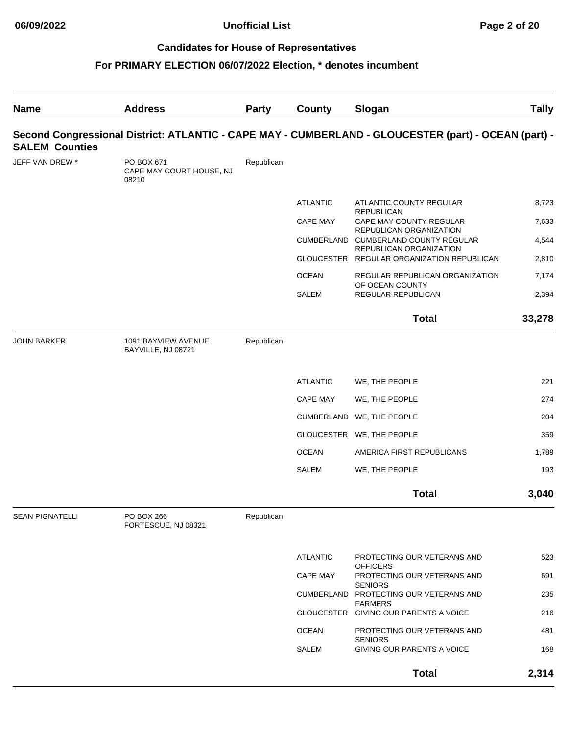# Candidates for House of Representatives

## For PRIMARY ELECTION 06/07/2022 Election, * denotes incumbent

| Name | Address | Party | County | Slogan | Tally |
|---|---|---|---|---|---|
| **Second Congressional District: ATLANTIC - CAPE MAY - CUMBERLAND - GLOUCESTER (part) - OCEAN (part) - SALEM Counties** | | | | | |
| JEFF VAN DREW * | PO BOX 671 CAPE MAY COURT HOUSE, NJ 08210 | Republican | | | |
| | | | ATLANTIC | ATLANTIC COUNTY REGULAR REPUBLICAN | 8,723 |
| | | | CAPE MAY | CAPE MAY COUNTY REGULAR REPUBLICAN ORGANIZATION | 7,633 |
| | | | CUMBERLAND | CUMBERLAND COUNTY REGULAR REPUBLICAN ORGANIZATION | 4,544 |
| | | | GLOUCESTER | REGULAR ORGANIZATION REPUBLICAN | 2,810 |
| | | | OCEAN | REGULAR REPUBLICAN ORGANIZATION OF OCEAN COUNTY | 7,174 |
| | | | SALEM | REGULAR REPUBLICAN | 2,394 |
| | | | | **Total** | **33,278** |
| JOHN BARKER | 1091 BAYVIEW AVENUE BAYVILLE, NJ 08721 | Republican | | | |
| | | | ATLANTIC | WE, THE PEOPLE | 221 |
| | | | CAPE MAY | WE, THE PEOPLE | 274 |
| | | | CUMBERLAND | WE, THE PEOPLE | 204 |
| | | | GLOUCESTER | WE, THE PEOPLE | 359 |
| | | | OCEAN | AMERICA FIRST REPUBLICANS | 1,789 |
| | | | SALEM | WE, THE PEOPLE | 193 |
| | | | | **Total** | **3,040** |
| SEAN PIGNATELLI | PO BOX 266 FORTESCUE, NJ 08321 | Republican | | | |
| | | | ATLANTIC | PROTECTING OUR VETERANS AND OFFICERS | 523 |
| | | | CAPE MAY | PROTECTING OUR VETERANS AND SENIORS | 691 |
| | | | CUMBERLAND | PROTECTING OUR VETERANS AND FARMERS | 235 |
| | | | GLOUCESTER | GIVING OUR PARENTS A VOICE | 216 |
| | | | OCEAN | PROTECTING OUR VETERANS AND SENIORS | 481 |
| | | | SALEM | GIVING OUR PARENTS A VOICE | 168 |
| | | | | **Total** | **2,314** |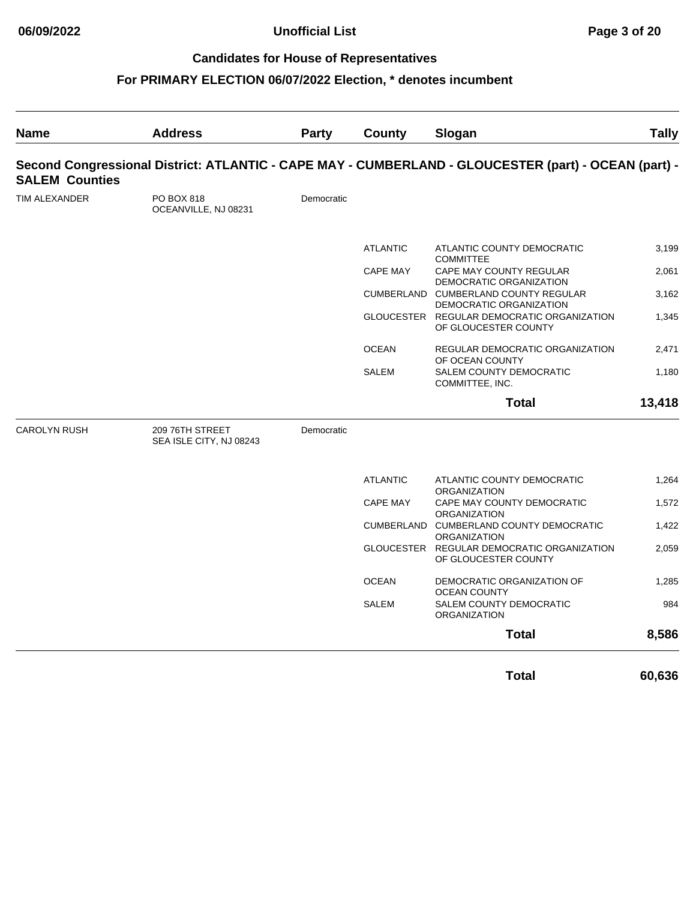## Candidates for House of Representatives

## For PRIMARY ELECTION 06/07/2022 Election, * denotes incumbent

| Name | Address | Party | County | Slogan | Tally |
|---|---|---|---|---|---|

### Second Congressional District: ATLANTIC - CAPE MAY - CUMBERLAND - GLOUCESTER (part) - OCEAN (part) - SALEM Counties

| Name | Address | Party | County | Slogan | Tally |
|---|---|---|---|---|---|
| TIM ALEXANDER | PO BOX 818 OCEANVILLE, NJ 08231 | Democratic | | | |
| | | | ATLANTIC | ATLANTIC COUNTY DEMOCRATIC COMMITTEE | 3,199 |
| | | | CAPE MAY | CAPE MAY COUNTY REGULAR DEMOCRATIC ORGANIZATION | 2,061 |
| | | | CUMBERLAND | CUMBERLAND COUNTY REGULAR DEMOCRATIC ORGANIZATION | 3,162 |
| | | | GLOUCESTER | REGULAR DEMOCRATIC ORGANIZATION OF GLOUCESTER COUNTY | 1,345 |
| | | | OCEAN | REGULAR DEMOCRATIC ORGANIZATION OF OCEAN COUNTY | 2,471 |
| | | | SALEM | SALEM COUNTY DEMOCRATIC COMMITTEE, INC. | 1,180 |
| | | | | **Total** | **13,418** |
| CAROLYN RUSH | 209 76TH STREET SEA ISLE CITY, NJ 08243 | Democratic | | | |
| | | | ATLANTIC | ATLANTIC COUNTY DEMOCRATIC ORGANIZATION | 1,264 |
| | | | CAPE MAY | CAPE MAY COUNTY DEMOCRATIC ORGANIZATION | 1,572 |
| | | | CUMBERLAND | CUMBERLAND COUNTY DEMOCRATIC ORGANIZATION | 1,422 |
| | | | GLOUCESTER | REGULAR DEMOCRATIC ORGANIZATION OF GLOUCESTER COUNTY | 2,059 |
| | | | OCEAN | DEMOCRATIC ORGANIZATION OF OCEAN COUNTY | 1,285 |
| | | | SALEM | SALEM COUNTY DEMOCRATIC ORGANIZATION | 984 |
| | | | | **Total** | **8,586** |
| | | | | **Total** | **60,636** |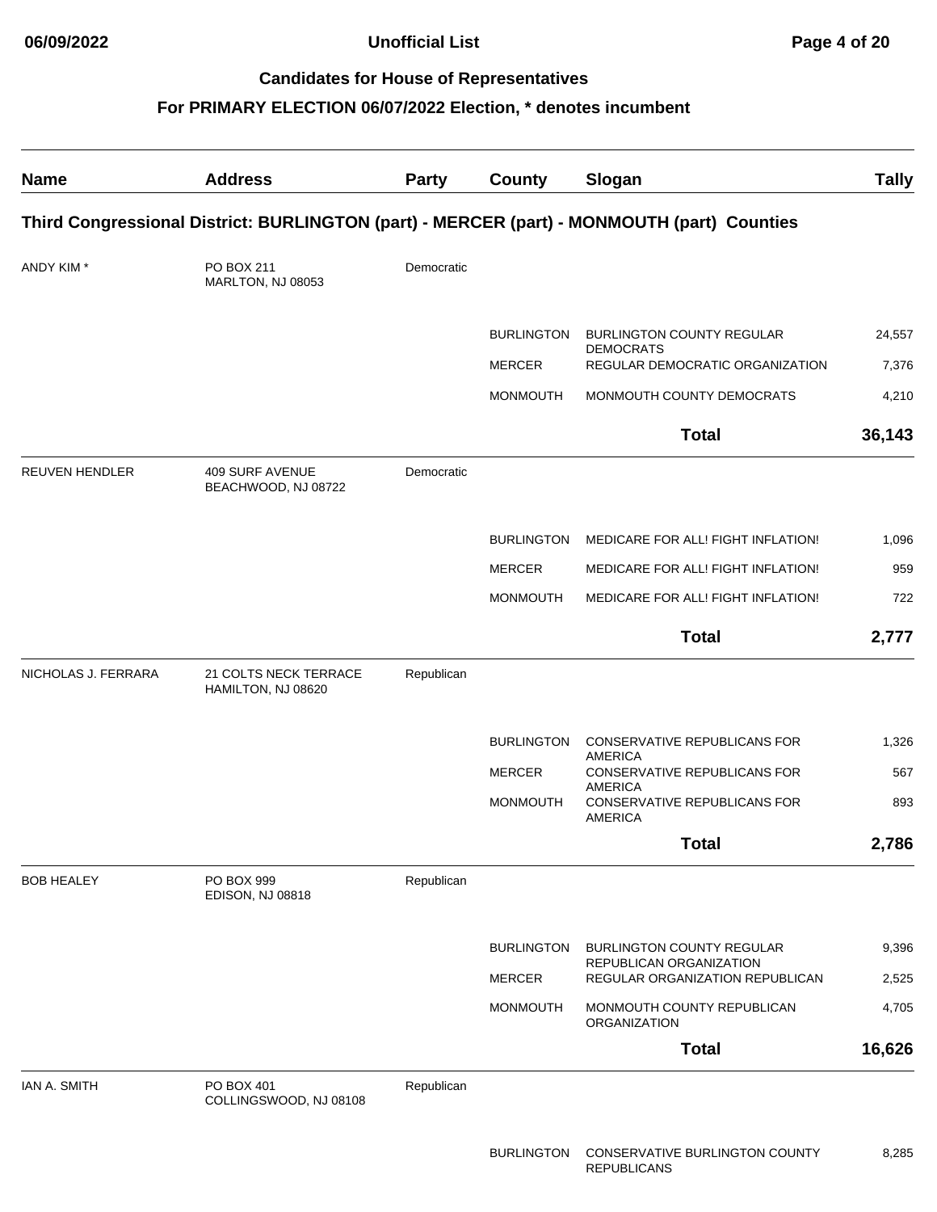## Candidates for House of Representatives

### For PRIMARY ELECTION 06/07/2022 Election, * denotes incumbent

| Name | Address | Party | County | Slogan | Tally |
|---|---|---|---|---|---|
| **Third Congressional District: BURLINGTON (part) - MERCER (part) - MONMOUTH (part) Counties** | | | | | |
| ANDY KIM * | PO BOX 211 MARLTON, NJ 08053 | Democratic | | | |
| | | | BURLINGTON | BURLINGTON COUNTY REGULAR DEMOCRATS | 24,557 |
| | | | MERCER | REGULAR DEMOCRATIC ORGANIZATION | 7,376 |
| | | | MONMOUTH | MONMOUTH COUNTY DEMOCRATS | 4,210 |
| | | | | **Total** | **36,143** |
| REUVEN HENDLER | 409 SURF AVENUE BEACHWOOD, NJ 08722 | Democratic | | | |
| | | | BURLINGTON | MEDICARE FOR ALL! FIGHT INFLATION! | 1,096 |
| | | | MERCER | MEDICARE FOR ALL! FIGHT INFLATION! | 959 |
| | | | MONMOUTH | MEDICARE FOR ALL! FIGHT INFLATION! | 722 |
| | | | | **Total** | **2,777** |
| NICHOLAS J. FERRARA | 21 COLTS NECK TERRACE HAMILTON, NJ 08620 | Republican | | | |
| | | | BURLINGTON | CONSERVATIVE REPUBLICANS FOR AMERICA | 1,326 |
| | | | MERCER | CONSERVATIVE REPUBLICANS FOR AMERICA | 567 |
| | | | MONMOUTH | CONSERVATIVE REPUBLICANS FOR AMERICA | 893 |
| | | | | **Total** | **2,786** |
| BOB HEALEY | PO BOX 999 EDISON, NJ 08818 | Republican | | | |
| | | | BURLINGTON | BURLINGTON COUNTY REGULAR REPUBLICAN ORGANIZATION | 9,396 |
| | | | MERCER | REGULAR ORGANIZATION REPUBLICAN | 2,525 |
| | | | MONMOUTH | MONMOUTH COUNTY REPUBLICAN ORGANIZATION | 4,705 |
| | | | | **Total** | **16,626** |
| IAN A. SMITH | PO BOX 401 COLLINGSWOOD, NJ 08108 | Republican | | | |
| | | | BURLINGTON | CONSERVATIVE BURLINGTON COUNTY REPUBLICANS | 8,285 |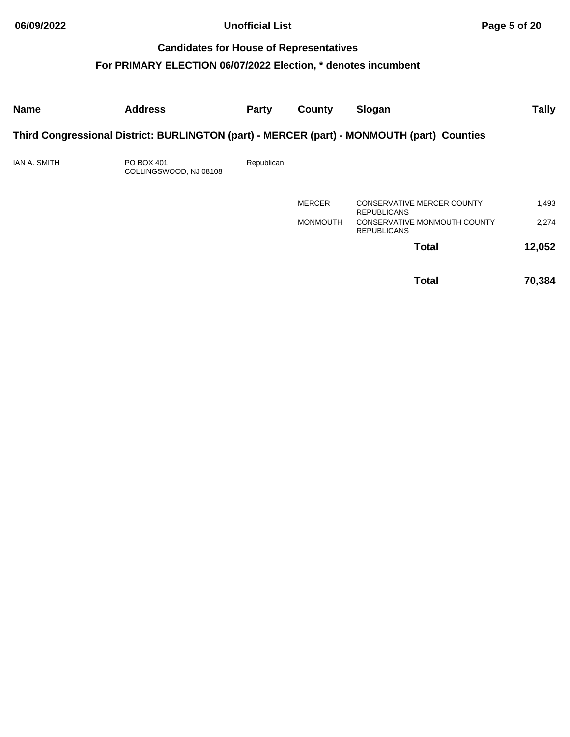## Candidates for House of Representatives

## For PRIMARY ELECTION 06/07/2022 Election, * denotes incumbent

| Name | Address | Party | County | Slogan | Tally |
|---|---|---|---|---|---|
| **Third Congressional District: BURLINGTON (part) - MERCER (part) - MONMOUTH (part) Counties** | | | | | |
| IAN A. SMITH | PO BOX 401 COLLINGSWOOD, NJ 08108 | Republican | | | |
| | | | MERCER | CONSERVATIVE MERCER COUNTY REPUBLICANS | 1,493 |
| | | | MONMOUTH | CONSERVATIVE MONMOUTH COUNTY REPUBLICANS | 2,274 |
| | | | | **Total** | **12,052** |
| | | | | **Total** | **70,384** |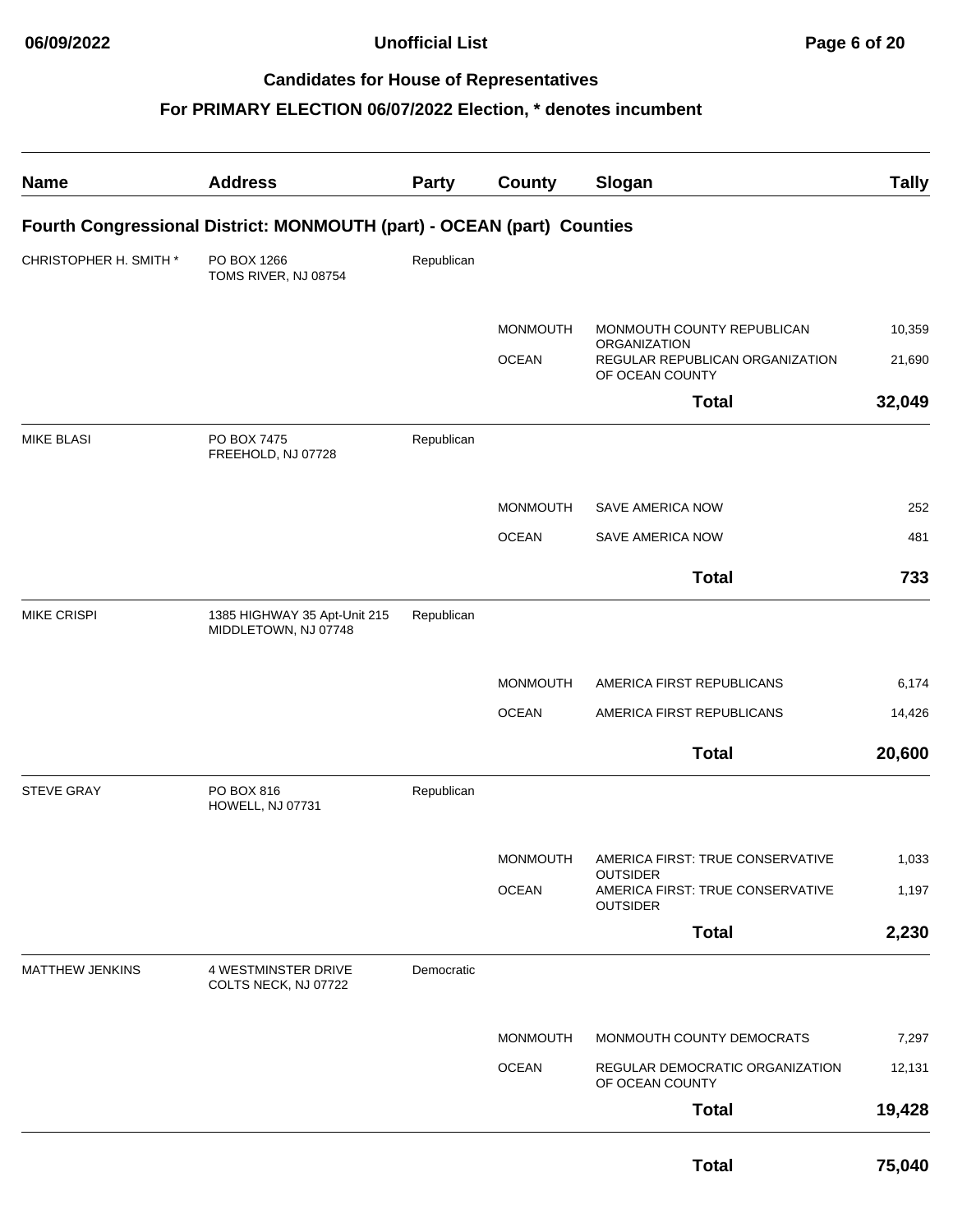**Unofficial List**

## Candidates for House of Representatives

### For PRIMARY ELECTION 06/07/2022 Election, * denotes incumbent

| Name | Address | Party | County | Slogan | Tally |
|---|---|---|---|---|---|
| **Fourth Congressional District: MONMOUTH (part) - OCEAN (part) Counties** | | | | | |
| CHRISTOPHER H. SMITH * | PO BOX 1266 TOMS RIVER, NJ 08754 | Republican | | | |
| | | | MONMOUTH | MONMOUTH COUNTY REPUBLICAN ORGANIZATION | 10,359 |
| | | | OCEAN | REGULAR REPUBLICAN ORGANIZATION OF OCEAN COUNTY | 21,690 |
| | | | | **Total** | **32,049** |
| MIKE BLASI | PO BOX 7475 FREEHOLD, NJ 07728 | Republican | | | |
| | | | MONMOUTH | SAVE AMERICA NOW | 252 |
| | | | OCEAN | SAVE AMERICA NOW | 481 |
| | | | | **Total** | **733** |
| MIKE CRISPI | 1385 HIGHWAY 35 Apt-Unit 215 MIDDLETOWN, NJ 07748 | Republican | | | |
| | | | MONMOUTH | AMERICA FIRST REPUBLICANS | 6,174 |
| | | | OCEAN | AMERICA FIRST REPUBLICANS | 14,426 |
| | | | | **Total** | **20,600** |
| STEVE GRAY | PO BOX 816 HOWELL, NJ 07731 | Republican | | | |
| | | | MONMOUTH | AMERICA FIRST: TRUE CONSERVATIVE OUTSIDER | 1,033 |
| | | | OCEAN | AMERICA FIRST: TRUE CONSERVATIVE OUTSIDER | 1,197 |
| | | | | **Total** | **2,230** |
| MATTHEW JENKINS | 4 WESTMINSTER DRIVE COLTS NECK, NJ 07722 | Democratic | | | |
| | | | MONMOUTH | MONMOUTH COUNTY DEMOCRATS | 7,297 |
| | | | OCEAN | REGULAR DEMOCRATIC ORGANIZATION OF OCEAN COUNTY | 12,131 |
| | | | | **Total** | **19,428** |
| | | | | **Total** | **75,040** |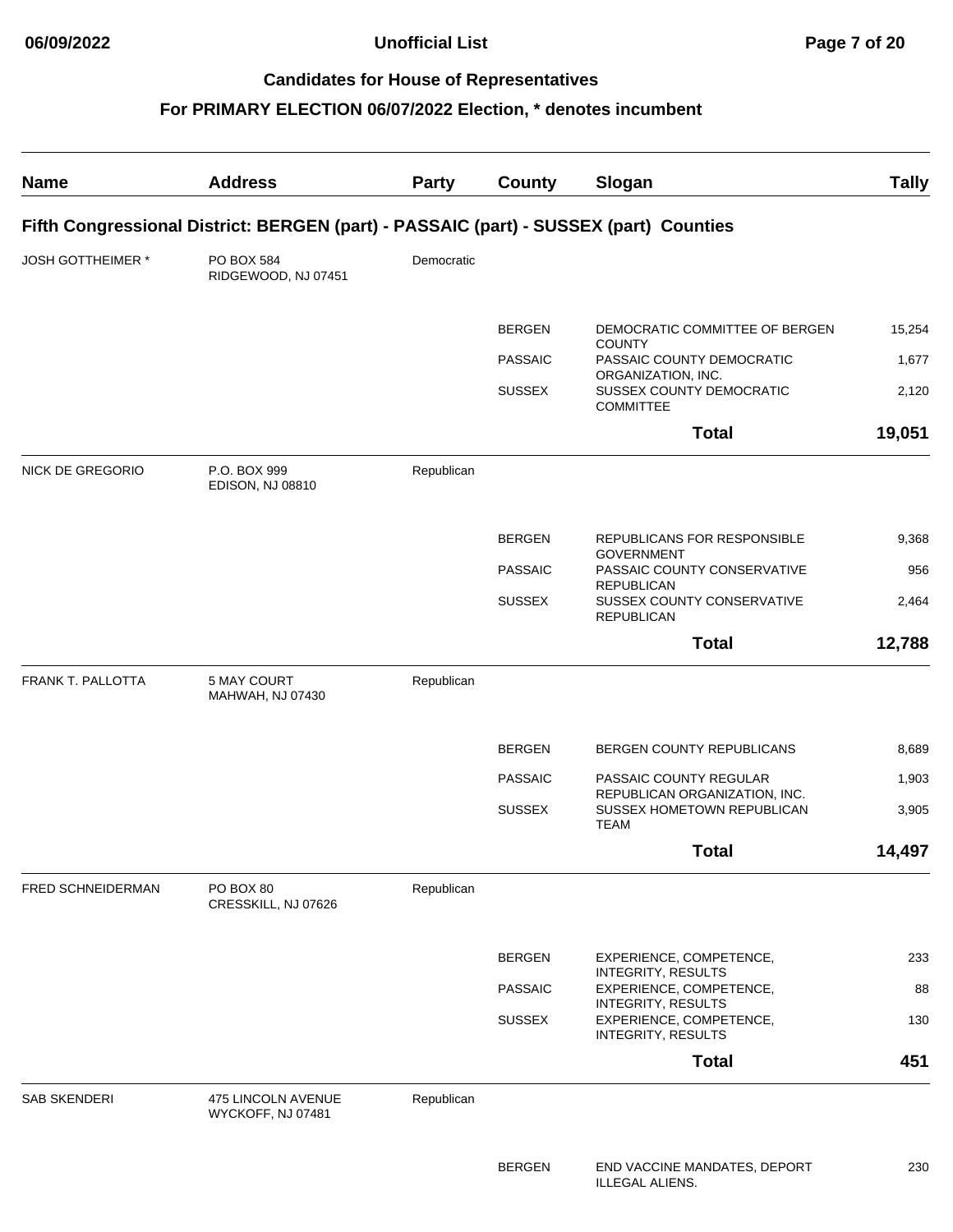## Candidates for House of Representatives

## For PRIMARY ELECTION 06/07/2022 Election, * denotes incumbent

| Name | Address | Party | County | Slogan | Tally |
|---|---|---|---|---|---|
| **Fifth Congressional District: BERGEN (part) - PASSAIC (part) - SUSSEX (part) Counties** | | | | | |
| JOSH GOTTHEIMER * | PO BOX 584 RIDGEWOOD, NJ 07451 | Democratic | | | |
| | | | BERGEN | DEMOCRATIC COMMITTEE OF BERGEN COUNTY | 15,254 |
| | | | PASSAIC | PASSAIC COUNTY DEMOCRATIC ORGANIZATION, INC. | 1,677 |
| | | | SUSSEX | SUSSEX COUNTY DEMOCRATIC COMMITTEE | 2,120 |
| | | | | **Total** | **19,051** |
| NICK DE GREGORIO | P.O. BOX 999 EDISON, NJ 08810 | Republican | | | |
| | | | BERGEN | REPUBLICANS FOR RESPONSIBLE GOVERNMENT | 9,368 |
| | | | PASSAIC | PASSAIC COUNTY CONSERVATIVE REPUBLICAN | 956 |
| | | | SUSSEX | SUSSEX COUNTY CONSERVATIVE REPUBLICAN | 2,464 |
| | | | | **Total** | **12,788** |
| FRANK T. PALLOTTA | 5 MAY COURT MAHWAH, NJ 07430 | Republican | | | |
| | | | BERGEN | BERGEN COUNTY REPUBLICANS | 8,689 |
| | | | PASSAIC | PASSAIC COUNTY REGULAR REPUBLICAN ORGANIZATION, INC. | 1,903 |
| | | | SUSSEX | SUSSEX HOMETOWN REPUBLICAN TEAM | 3,905 |
| | | | | **Total** | **14,497** |
| FRED SCHNEIDERMAN | PO BOX 80 CRESSKILL, NJ 07626 | Republican | | | |
| | | | BERGEN | EXPERIENCE, COMPETENCE, INTEGRITY, RESULTS | 233 |
| | | | PASSAIC | EXPERIENCE, COMPETENCE, INTEGRITY, RESULTS | 88 |
| | | | SUSSEX | EXPERIENCE, COMPETENCE, INTEGRITY, RESULTS | 130 |
| | | | | **Total** | **451** |
| SAB SKENDERI | 475 LINCOLN AVENUE WYCKOFF, NJ 07481 | Republican | | | |
| | | | BERGEN | END VACCINE MANDATES, DEPORT ILLEGAL ALIENS. | 230 |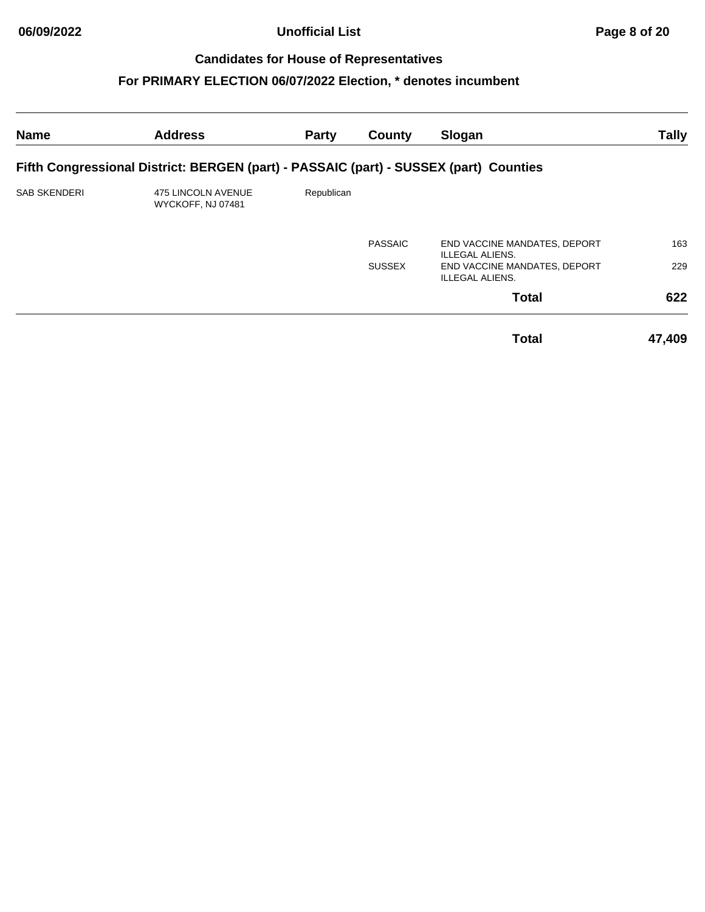## Candidates for House of Representatives

## For PRIMARY ELECTION 06/07/2022 Election, * denotes incumbent

| Name | Address | Party | County | Slogan | Tally |
|---|---|---|---|---|---|
| **Fifth Congressional District: BERGEN (part) - PASSAIC (part) - SUSSEX (part) Counties** | | | | | |
| SAB SKENDERI | 475 LINCOLN AVENUE WYCKOFF, NJ 07481 | Republican | | | |
| | | | PASSAIC | END VACCINE MANDATES, DEPORT ILLEGAL ALIENS. | 163 |
| | | | SUSSEX | END VACCINE MANDATES, DEPORT ILLEGAL ALIENS. | 229 |
| | | | | **Total** | **622** |
| | | | | **Total** | **47,409** |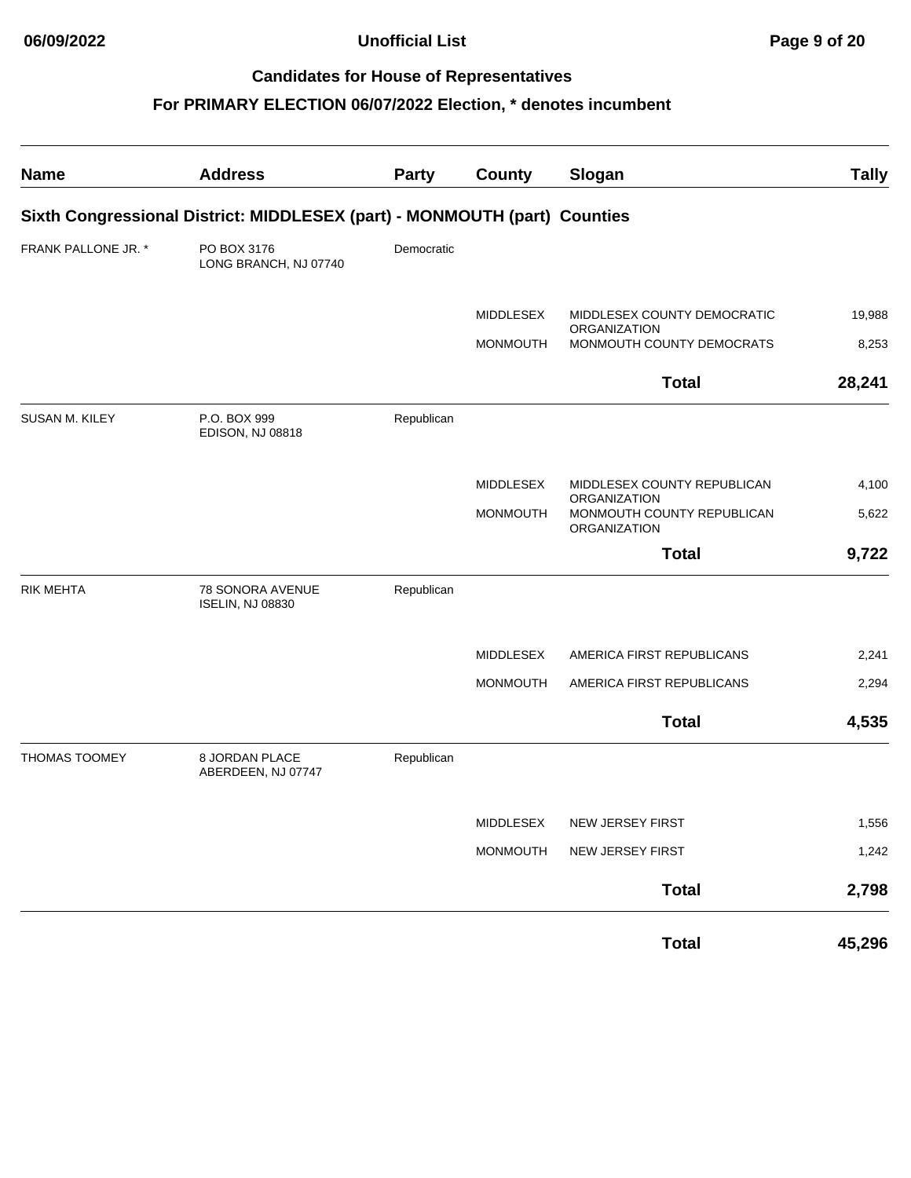## Candidates for House of Representatives

## For PRIMARY ELECTION 06/07/2022 Election, * denotes incumbent

| Name | Address | Party | County | Slogan | Tally |
|---|---|---|---|---|---|
| **Sixth Congressional District: MIDDLESEX (part) - MONMOUTH (part) Counties** | | | | | |
| FRANK PALLONE JR. * | PO BOX 3176<br>LONG BRANCH, NJ 07740 | Democratic | | | |
| | | | MIDDLESEX | MIDDLESEX COUNTY DEMOCRATIC ORGANIZATION | 19,988 |
| | | | MONMOUTH | MONMOUTH COUNTY DEMOCRATS | 8,253 |
| | | | | **Total** | **28,241** |
| SUSAN M. KILEY | P.O. BOX 999<br>EDISON, NJ 08818 | Republican | | | |
| | | | MIDDLESEX | MIDDLESEX COUNTY REPUBLICAN ORGANIZATION | 4,100 |
| | | | MONMOUTH | MONMOUTH COUNTY REPUBLICAN ORGANIZATION | 5,622 |
| | | | | **Total** | **9,722** |
| RIK MEHTA | 78 SONORA AVENUE<br>ISELIN, NJ 08830 | Republican | | | |
| | | | MIDDLESEX | AMERICA FIRST REPUBLICANS | 2,241 |
| | | | MONMOUTH | AMERICA FIRST REPUBLICANS | 2,294 |
| | | | | **Total** | **4,535** |
| THOMAS TOOMEY | 8 JORDAN PLACE<br>ABERDEEN, NJ 07747 | Republican | | | |
| | | | MIDDLESEX | NEW JERSEY FIRST | 1,556 |
| | | | MONMOUTH | NEW JERSEY FIRST | 1,242 |
| | | | | **Total** | **2,798** |
| | | | | **Total** | **45,296** |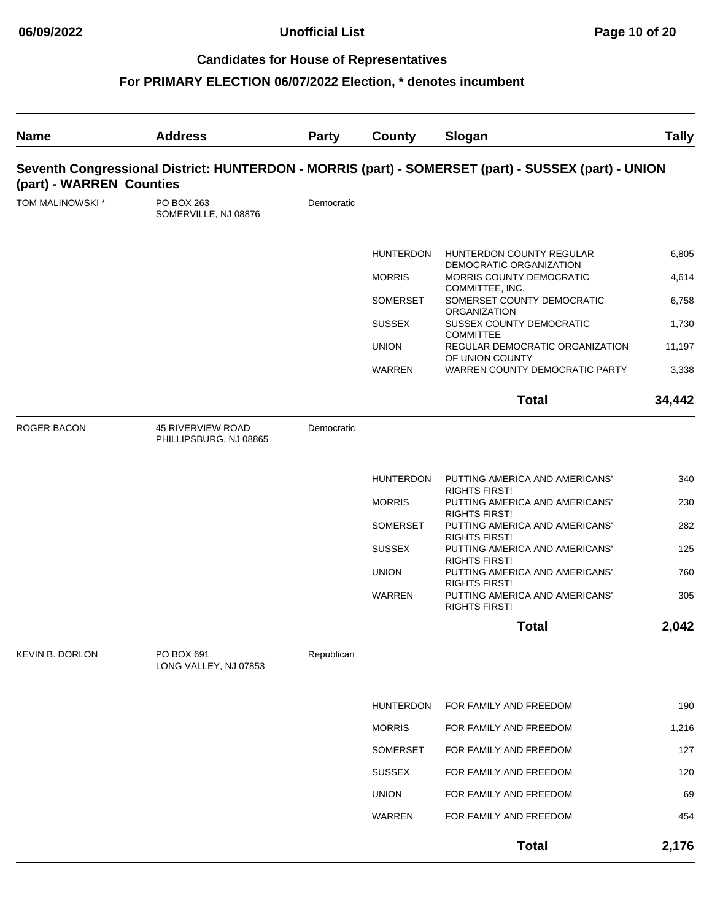## Candidates for House of Representatives

## For PRIMARY ELECTION 06/07/2022 Election, * denotes incumbent

| Name | Address | Party | County | Slogan | Tally |
|---|---|---|---|---|---|

### Seventh Congressional District: HUNTERDON - MORRIS (part) - SOMERSET (part) - SUSSEX (part) - UNION (part) - WARREN Counties

| Name | Address | Party | County | Slogan | Tally |
|---|---|---|---|---|---|
| TOM MALINOWSKI * | PO BOX 263 SOMERVILLE, NJ 08876 | Democratic | | | |
| | | | HUNTERDON | HUNTERDON COUNTY REGULAR DEMOCRATIC ORGANIZATION | 6,805 |
| | | | MORRIS | MORRIS COUNTY DEMOCRATIC COMMITTEE, INC. | 4,614 |
| | | | SOMERSET | SOMERSET COUNTY DEMOCRATIC ORGANIZATION | 6,758 |
| | | | SUSSEX | SUSSEX COUNTY DEMOCRATIC COMMITTEE | 1,730 |
| | | | UNION | REGULAR DEMOCRATIC ORGANIZATION OF UNION COUNTY | 11,197 |
| | | | WARREN | WARREN COUNTY DEMOCRATIC PARTY | 3,338 |
| | | | | **Total** | **34,442** |
| ROGER BACON | 45 RIVERVIEW ROAD PHILLIPSBURG, NJ 08865 | Democratic | | | |
| | | | HUNTERDON | PUTTING AMERICA AND AMERICANS' RIGHTS FIRST! | 340 |
| | | | MORRIS | PUTTING AMERICA AND AMERICANS' RIGHTS FIRST! | 230 |
| | | | SOMERSET | PUTTING AMERICA AND AMERICANS' RIGHTS FIRST! | 282 |
| | | | SUSSEX | PUTTING AMERICA AND AMERICANS' RIGHTS FIRST! | 125 |
| | | | UNION | PUTTING AMERICA AND AMERICANS' RIGHTS FIRST! | 760 |
| | | | WARREN | PUTTING AMERICA AND AMERICANS' RIGHTS FIRST! | 305 |
| | | | | **Total** | **2,042** |
| KEVIN B. DORLON | PO BOX 691 LONG VALLEY, NJ 07853 | Republican | | | |
| | | | HUNTERDON | FOR FAMILY AND FREEDOM | 190 |
| | | | MORRIS | FOR FAMILY AND FREEDOM | 1,216 |
| | | | SOMERSET | FOR FAMILY AND FREEDOM | 127 |
| | | | SUSSEX | FOR FAMILY AND FREEDOM | 120 |
| | | | UNION | FOR FAMILY AND FREEDOM | 69 |
| | | | WARREN | FOR FAMILY AND FREEDOM | 454 |
| | | | | **Total** | **2,176** |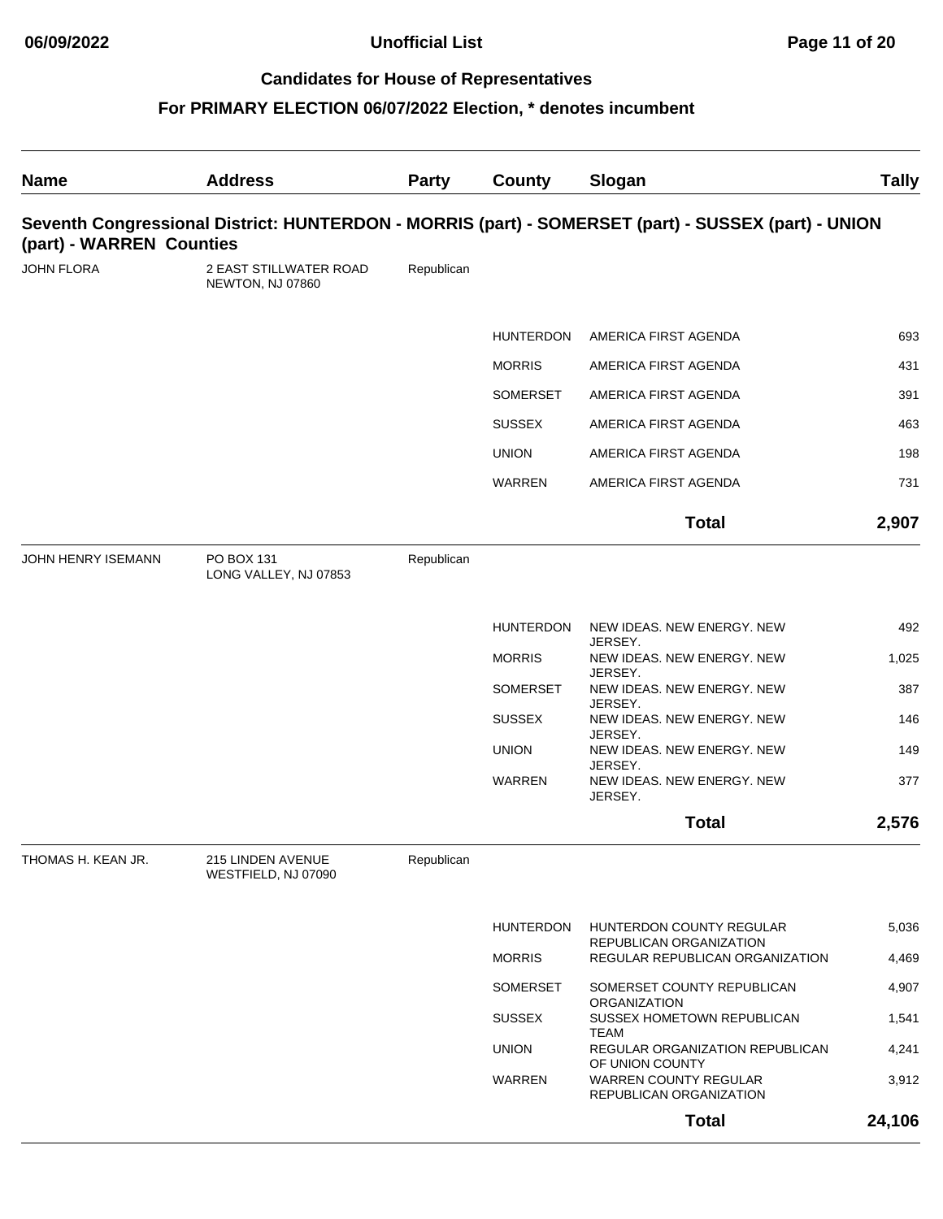## Candidates for House of Representatives

## For PRIMARY ELECTION 06/07/2022 Election, * denotes incumbent

| Name | Address | Party | County | Slogan | Tally |
|---|---|---|---|---|---|
| **Seventh Congressional District: HUNTERDON - MORRIS (part) - SOMERSET (part) - SUSSEX (part) - UNION (part) - WARREN Counties** | | | | | |
| JOHN FLORA | 2 EAST STILLWATER ROAD NEWTON, NJ 07860 | Republican | | | |
| | | | HUNTERDON | AMERICA FIRST AGENDA | 693 |
| | | | MORRIS | AMERICA FIRST AGENDA | 431 |
| | | | SOMERSET | AMERICA FIRST AGENDA | 391 |
| | | | SUSSEX | AMERICA FIRST AGENDA | 463 |
| | | | UNION | AMERICA FIRST AGENDA | 198 |
| | | | WARREN | AMERICA FIRST AGENDA | 731 |
| | | | | **Total** | **2,907** |
| JOHN HENRY ISEMANN | PO BOX 131 LONG VALLEY, NJ 07853 | Republican | | | |
| | | | HUNTERDON | NEW IDEAS. NEW ENERGY. NEW JERSEY. | 492 |
| | | | MORRIS | NEW IDEAS. NEW ENERGY. NEW JERSEY. | 1,025 |
| | | | SOMERSET | NEW IDEAS. NEW ENERGY. NEW JERSEY. | 387 |
| | | | SUSSEX | NEW IDEAS. NEW ENERGY. NEW JERSEY. | 146 |
| | | | UNION | NEW IDEAS. NEW ENERGY. NEW JERSEY. | 149 |
| | | | WARREN | NEW IDEAS. NEW ENERGY. NEW JERSEY. | 377 |
| | | | | **Total** | **2,576** |
| THOMAS H. KEAN JR. | 215 LINDEN AVENUE WESTFIELD, NJ 07090 | Republican | | | |
| | | | HUNTERDON | HUNTERDON COUNTY REGULAR REPUBLICAN ORGANIZATION | 5,036 |
| | | | MORRIS | REGULAR REPUBLICAN ORGANIZATION | 4,469 |
| | | | SOMERSET | SOMERSET COUNTY REPUBLICAN ORGANIZATION | 4,907 |
| | | | SUSSEX | SUSSEX HOMETOWN REPUBLICAN TEAM | 1,541 |
| | | | UNION | REGULAR ORGANIZATION REPUBLICAN OF UNION COUNTY | 4,241 |
| | | | WARREN | WARREN COUNTY REGULAR REPUBLICAN ORGANIZATION | 3,912 |
| | | | | **Total** | **24,106** |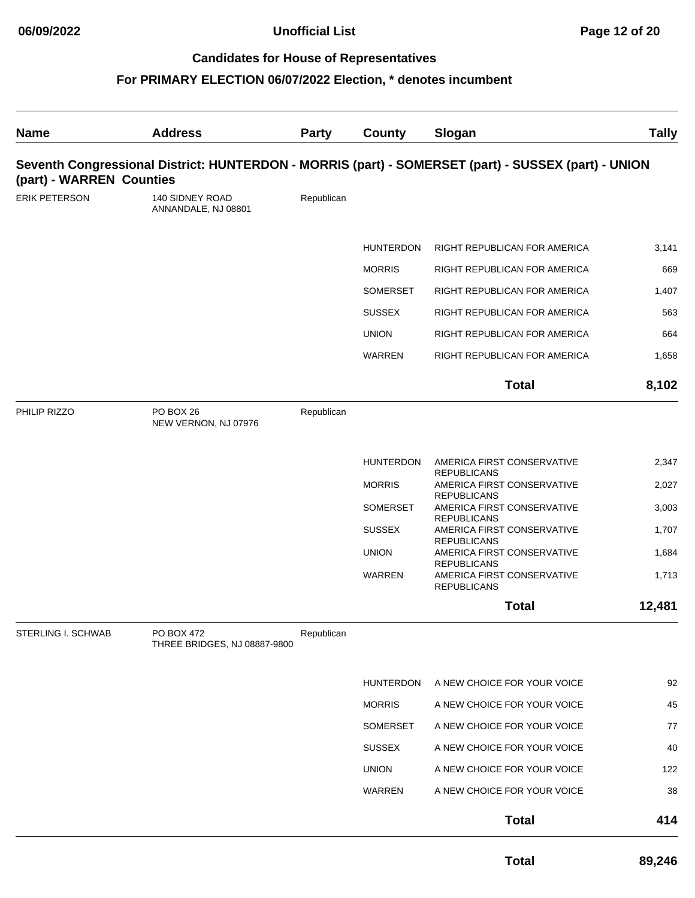## Candidates for House of Representatives

## For PRIMARY ELECTION 06/07/2022 Election, * denotes incumbent

| Name | Address | Party | County | Slogan | Tally |
|---|---|---|---|---|---|
| **Seventh Congressional District: HUNTERDON - MORRIS (part) - SOMERSET (part) - SUSSEX (part) - UNION (part) - WARREN Counties** | | | | | |
| ERIK PETERSON | 140 SIDNEY ROAD ANNANDALE, NJ 08801 | Republican | | | |
| | | | HUNTERDON | RIGHT REPUBLICAN FOR AMERICA | 3,141 |
| | | | MORRIS | RIGHT REPUBLICAN FOR AMERICA | 669 |
| | | | SOMERSET | RIGHT REPUBLICAN FOR AMERICA | 1,407 |
| | | | SUSSEX | RIGHT REPUBLICAN FOR AMERICA | 563 |
| | | | UNION | RIGHT REPUBLICAN FOR AMERICA | 664 |
| | | | WARREN | RIGHT REPUBLICAN FOR AMERICA | 1,658 |
| | | | | **Total** | **8,102** |
| PHILIP RIZZO | PO BOX 26 NEW VERNON, NJ 07976 | Republican | | | |
| | | | HUNTERDON | AMERICA FIRST CONSERVATIVE REPUBLICANS | 2,347 |
| | | | MORRIS | AMERICA FIRST CONSERVATIVE REPUBLICANS | 2,027 |
| | | | SOMERSET | AMERICA FIRST CONSERVATIVE REPUBLICANS | 3,003 |
| | | | SUSSEX | AMERICA FIRST CONSERVATIVE REPUBLICANS | 1,707 |
| | | | UNION | AMERICA FIRST CONSERVATIVE REPUBLICANS | 1,684 |
| | | | WARREN | AMERICA FIRST CONSERVATIVE REPUBLICANS | 1,713 |
| | | | | **Total** | **12,481** |
| STERLING I. SCHWAB | PO BOX 472 THREE BRIDGES, NJ 08887-9800 | Republican | | | |
| | | | HUNTERDON | A NEW CHOICE FOR YOUR VOICE | 92 |
| | | | MORRIS | A NEW CHOICE FOR YOUR VOICE | 45 |
| | | | SOMERSET | A NEW CHOICE FOR YOUR VOICE | 77 |
| | | | SUSSEX | A NEW CHOICE FOR YOUR VOICE | 40 |
| | | | UNION | A NEW CHOICE FOR YOUR VOICE | 122 |
| | | | WARREN | A NEW CHOICE FOR YOUR VOICE | 38 |
| | | | | **Total** | **414** |
| | | | | **Total** | **89,246** |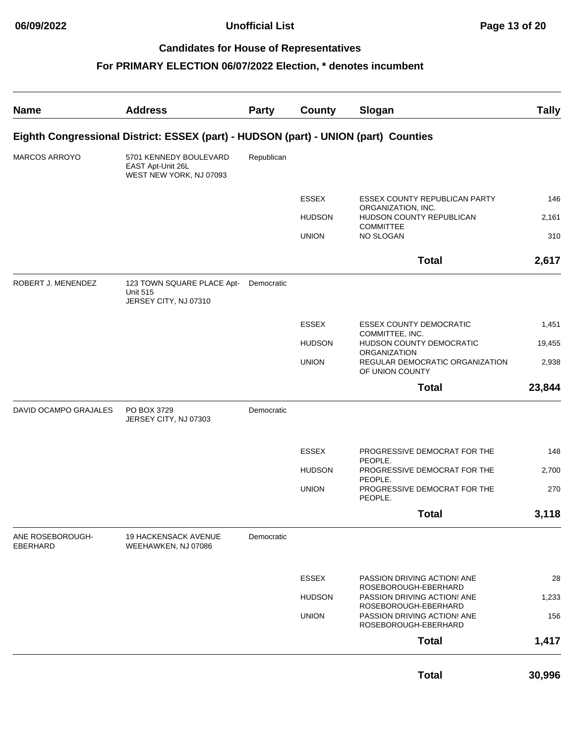## Candidates for House of Representatives

### For PRIMARY ELECTION 06/07/2022 Election, * denotes incumbent

| Name | Address | Party | County | Slogan | Tally |
|---|---|---|---|---|---|
| **Eighth Congressional District: ESSEX (part) - HUDSON (part) - UNION (part) Counties** | | | | | |
| MARCOS ARROYO | 5701 KENNEDY BOULEVARD EAST Apt-Unit 26L WEST NEW YORK, NJ 07093 | Republican | | | |
| | | | ESSEX | ESSEX COUNTY REPUBLICAN PARTY ORGANIZATION, INC. | 146 |
| | | | HUDSON | HUDSON COUNTY REPUBLICAN COMMITTEE | 2,161 |
| | | | UNION | NO SLOGAN | 310 |
| | | | | **Total** | **2,617** |
| ROBERT J. MENENDEZ | 123 TOWN SQUARE PLACE Apt-Unit 515 JERSEY CITY, NJ 07310 | Democratic | | | |
| | | | ESSEX | ESSEX COUNTY DEMOCRATIC COMMITTEE, INC. | 1,451 |
| | | | HUDSON | HUDSON COUNTY DEMOCRATIC ORGANIZATION | 19,455 |
| | | | UNION | REGULAR DEMOCRATIC ORGANIZATION OF UNION COUNTY | 2,938 |
| | | | | **Total** | **23,844** |
| DAVID OCAMPO GRAJALES | PO BOX 3729 JERSEY CITY, NJ 07303 | Democratic | | | |
| | | | ESSEX | PROGRESSIVE DEMOCRAT FOR THE PEOPLE. | 148 |
| | | | HUDSON | PROGRESSIVE DEMOCRAT FOR THE PEOPLE. | 2,700 |
| | | | UNION | PROGRESSIVE DEMOCRAT FOR THE PEOPLE. | 270 |
| | | | | **Total** | **3,118** |
| ANE ROSEBOROUGH-EBERHARD | 19 HACKENSACK AVENUE WEEHAWKEN, NJ 07086 | Democratic | | | |
| | | | ESSEX | PASSION DRIVING ACTION! ANE ROSEBOROUGH-EBERHARD | 28 |
| | | | HUDSON | PASSION DRIVING ACTION! ANE ROSEBOROUGH-EBERHARD | 1,233 |
| | | | UNION | PASSION DRIVING ACTION! ANE ROSEBOROUGH-EBERHARD | 156 |
| | | | | **Total** | **1,417** |
| | | | | **Total** | **30,996** |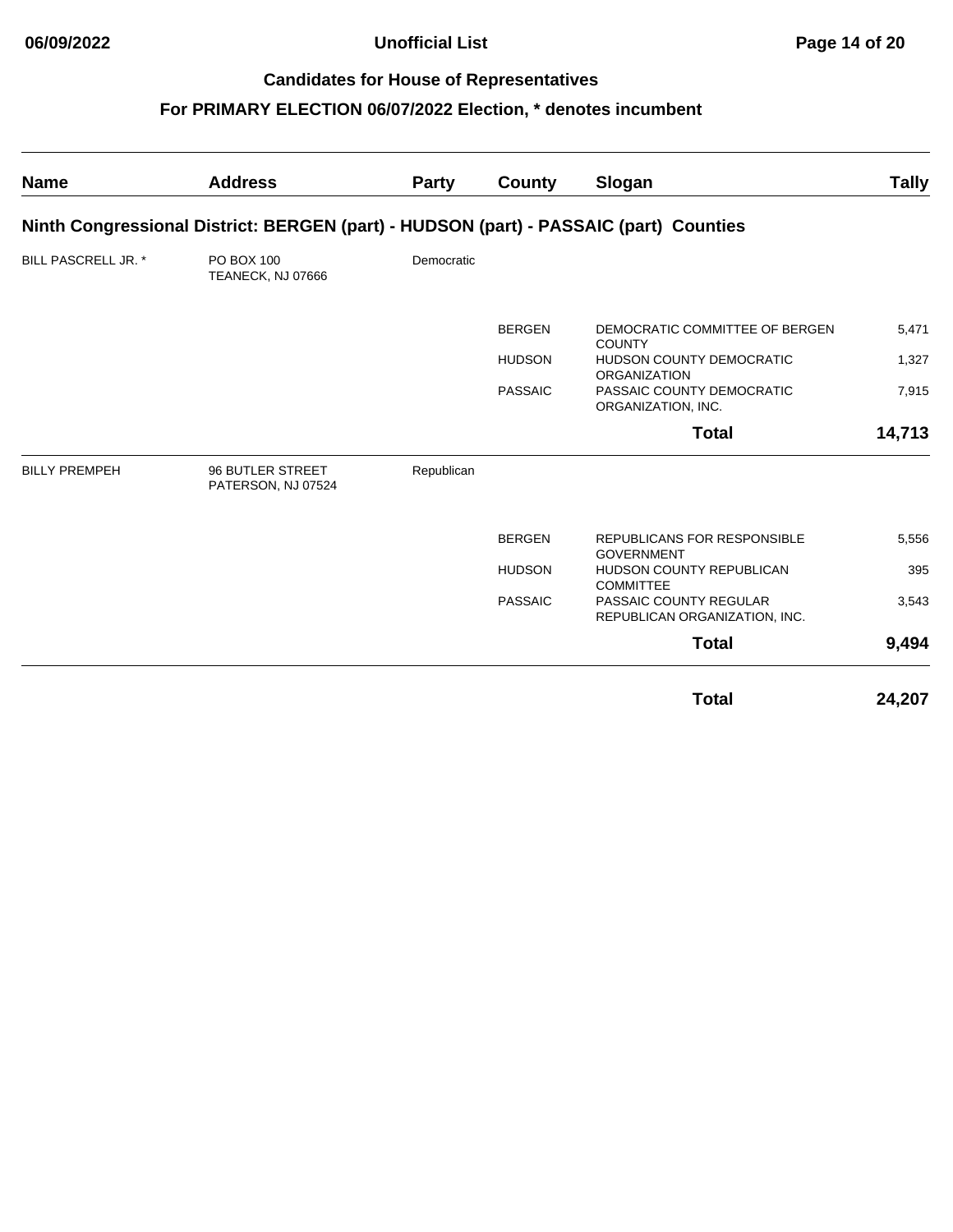## Candidates for House of Representatives

## For PRIMARY ELECTION 06/07/2022 Election, * denotes incumbent

| Name | Address | Party | County | Slogan | Tally |
|---|---|---|---|---|---|
| **Ninth Congressional District: BERGEN (part) - HUDSON (part) - PASSAIC (part) Counties** | | | | | |
| BILL PASCRELL JR. * | PO BOX 100<br>TEANECK, NJ 07666 | Democratic | | | |
| | | | BERGEN | DEMOCRATIC COMMITTEE OF BERGEN COUNTY | 5,471 |
| | | | HUDSON | HUDSON COUNTY DEMOCRATIC ORGANIZATION | 1,327 |
| | | | PASSAIC | PASSAIC COUNTY DEMOCRATIC ORGANIZATION, INC. | 7,915 |
| | | | | **Total** | **14,713** |
| BILLY PREMPEH | 96 BUTLER STREET<br>PATERSON, NJ 07524 | Republican | | | |
| | | | BERGEN | REPUBLICANS FOR RESPONSIBLE GOVERNMENT | 5,556 |
| | | | HUDSON | HUDSON COUNTY REPUBLICAN COMMITTEE | 395 |
| | | | PASSAIC | PASSAIC COUNTY REGULAR REPUBLICAN ORGANIZATION, INC. | 3,543 |
| | | | | **Total** | **9,494** |
| | | | | **Total** | **24,207** |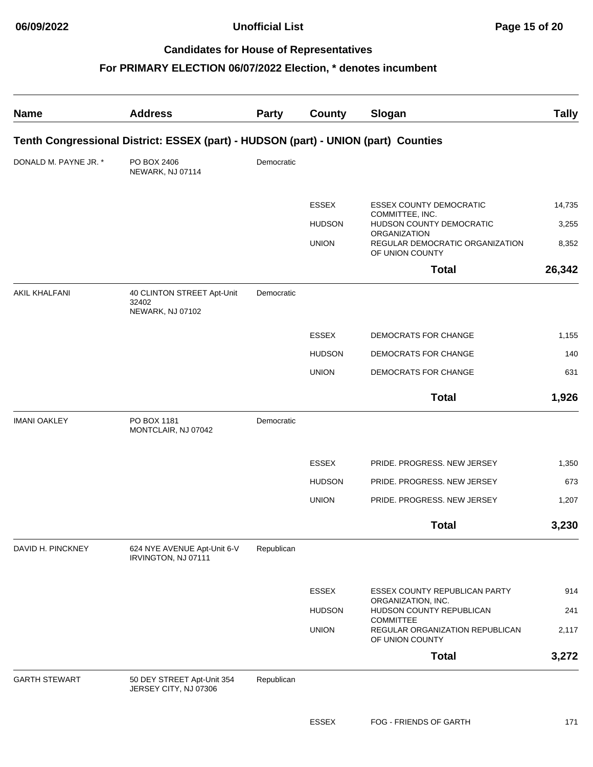## Candidates for House of Representatives

## For PRIMARY ELECTION 06/07/2022 Election, * denotes incumbent

| Name | Address | Party | County | Slogan | Tally |
|---|---|---|---|---|---|
| **Tenth Congressional District: ESSEX (part) - HUDSON (part) - UNION (part) Counties** | | | | | |
| DONALD M. PAYNE JR. * | PO BOX 2406 NEWARK, NJ 07114 | Democratic | | | |
| | | | ESSEX | ESSEX COUNTY DEMOCRATIC COMMITTEE, INC. | 14,735 |
| | | | HUDSON | HUDSON COUNTY DEMOCRATIC ORGANIZATION | 3,255 |
| | | | UNION | REGULAR DEMOCRATIC ORGANIZATION OF UNION COUNTY | 8,352 |
| | | | | **Total** | **26,342** |
| AKIL KHALFANI | 40 CLINTON STREET Apt-Unit 32402 NEWARK, NJ 07102 | Democratic | | | |
| | | | ESSEX | DEMOCRATS FOR CHANGE | 1,155 |
| | | | HUDSON | DEMOCRATS FOR CHANGE | 140 |
| | | | UNION | DEMOCRATS FOR CHANGE | 631 |
| | | | | **Total** | **1,926** |
| IMANI OAKLEY | PO BOX 1181 MONTCLAIR, NJ 07042 | Democratic | | | |
| | | | ESSEX | PRIDE. PROGRESS. NEW JERSEY | 1,350 |
| | | | HUDSON | PRIDE. PROGRESS. NEW JERSEY | 673 |
| | | | UNION | PRIDE. PROGRESS. NEW JERSEY | 1,207 |
| | | | | **Total** | **3,230** |
| DAVID H. PINCKNEY | 624 NYE AVENUE Apt-Unit 6-V IRVINGTON, NJ 07111 | Republican | | | |
| | | | ESSEX | ESSEX COUNTY REPUBLICAN PARTY ORGANIZATION, INC. | 914 |
| | | | HUDSON | HUDSON COUNTY REPUBLICAN COMMITTEE | 241 |
| | | | UNION | REGULAR ORGANIZATION REPUBLICAN OF UNION COUNTY | 2,117 |
| | | | | **Total** | **3,272** |
| GARTH STEWART | 50 DEY STREET Apt-Unit 354 JERSEY CITY, NJ 07306 | Republican | | | |
| | | | ESSEX | FOG - FRIENDS OF GARTH | 171 |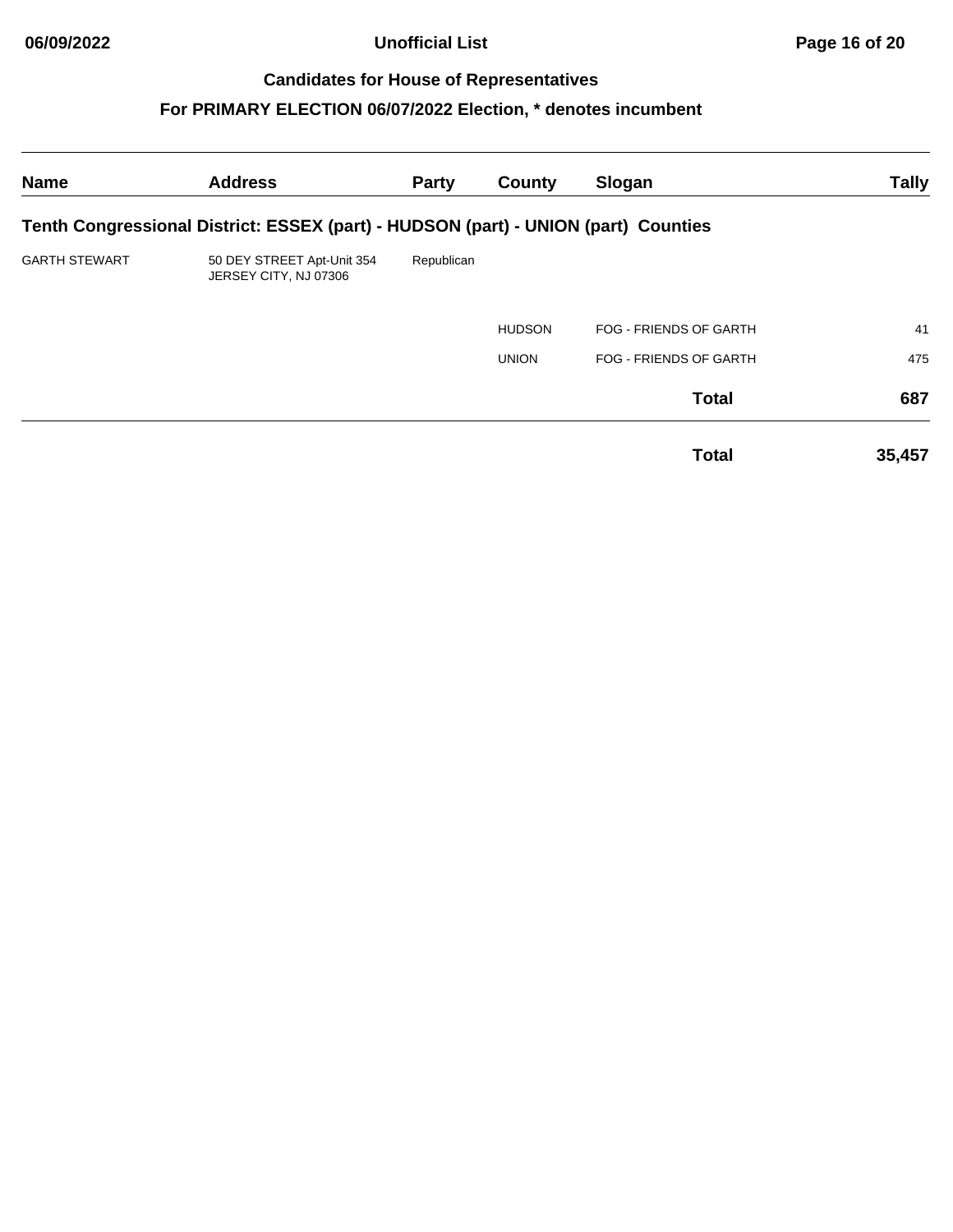## Candidates for House of Representatives

## For PRIMARY ELECTION 06/07/2022 Election, * denotes incumbent

| Name | Address | Party | County | Slogan | Tally |
| --- | --- | --- | --- | --- | --- |
| **Tenth Congressional District: ESSEX (part) - HUDSON (part) - UNION (part) Counties** | | | | | |
| GARTH STEWART | 50 DEY STREET Apt-Unit 354<br>JERSEY CITY, NJ 07306 | Republican | | | |
| | | | HUDSON | FOG - FRIENDS OF GARTH | 41 |
| | | | UNION | FOG - FRIENDS OF GARTH | 475 |
| | | | | **Total** | **687** |
| | | | | **Total** | **35,457** |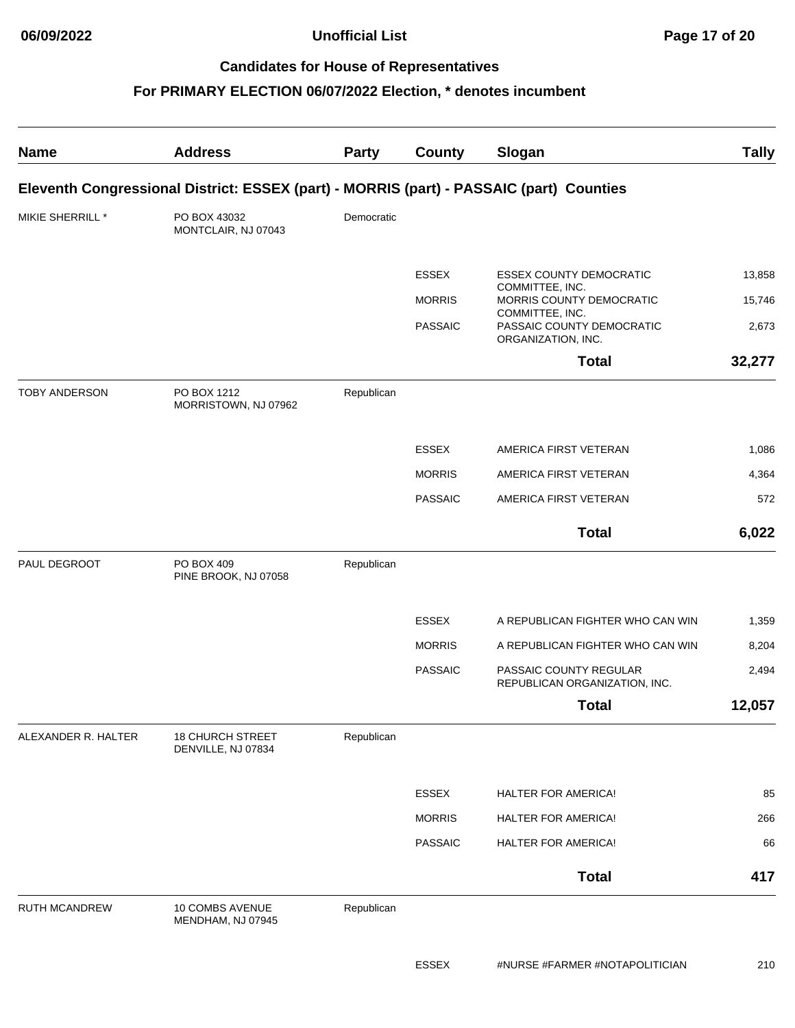## Candidates for House of Representatives

## For PRIMARY ELECTION 06/07/2022 Election, * denotes incumbent

| Name | Address | Party | County | Slogan | Tally |
|---|---|---|---|---|---|
| **Eleventh Congressional District: ESSEX (part) - MORRIS (part) - PASSAIC (part) Counties** | | | | | |
| MIKIE SHERRILL * | PO BOX 43032 MONTCLAIR, NJ 07043 | Democratic | | | |
| | | | ESSEX | ESSEX COUNTY DEMOCRATIC COMMITTEE, INC. | 13,858 |
| | | | MORRIS | MORRIS COUNTY DEMOCRATIC COMMITTEE, INC. | 15,746 |
| | | | PASSAIC | PASSAIC COUNTY DEMOCRATIC ORGANIZATION, INC. | 2,673 |
| | | | | **Total** | **32,277** |
| TOBY ANDERSON | PO BOX 1212 MORRISTOWN, NJ 07962 | Republican | | | |
| | | | ESSEX | AMERICA FIRST VETERAN | 1,086 |
| | | | MORRIS | AMERICA FIRST VETERAN | 4,364 |
| | | | PASSAIC | AMERICA FIRST VETERAN | 572 |
| | | | | **Total** | **6,022** |
| PAUL DEGROOT | PO BOX 409 PINE BROOK, NJ 07058 | Republican | | | |
| | | | ESSEX | A REPUBLICAN FIGHTER WHO CAN WIN | 1,359 |
| | | | MORRIS | A REPUBLICAN FIGHTER WHO CAN WIN | 8,204 |
| | | | PASSAIC | PASSAIC COUNTY REGULAR REPUBLICAN ORGANIZATION, INC. | 2,494 |
| | | | | **Total** | **12,057** |
| ALEXANDER R. HALTER | 18 CHURCH STREET DENVILLE, NJ 07834 | Republican | | | |
| | | | ESSEX | HALTER FOR AMERICA! | 85 |
| | | | MORRIS | HALTER FOR AMERICA! | 266 |
| | | | PASSAIC | HALTER FOR AMERICA! | 66 |
| | | | | **Total** | **417** |
| RUTH MCANDREW | 10 COMBS AVENUE MENDHAM, NJ 07945 | Republican | | | |
| | | | ESSEX | #NURSE #FARMER #NOTAPOLITICIAN | 210 |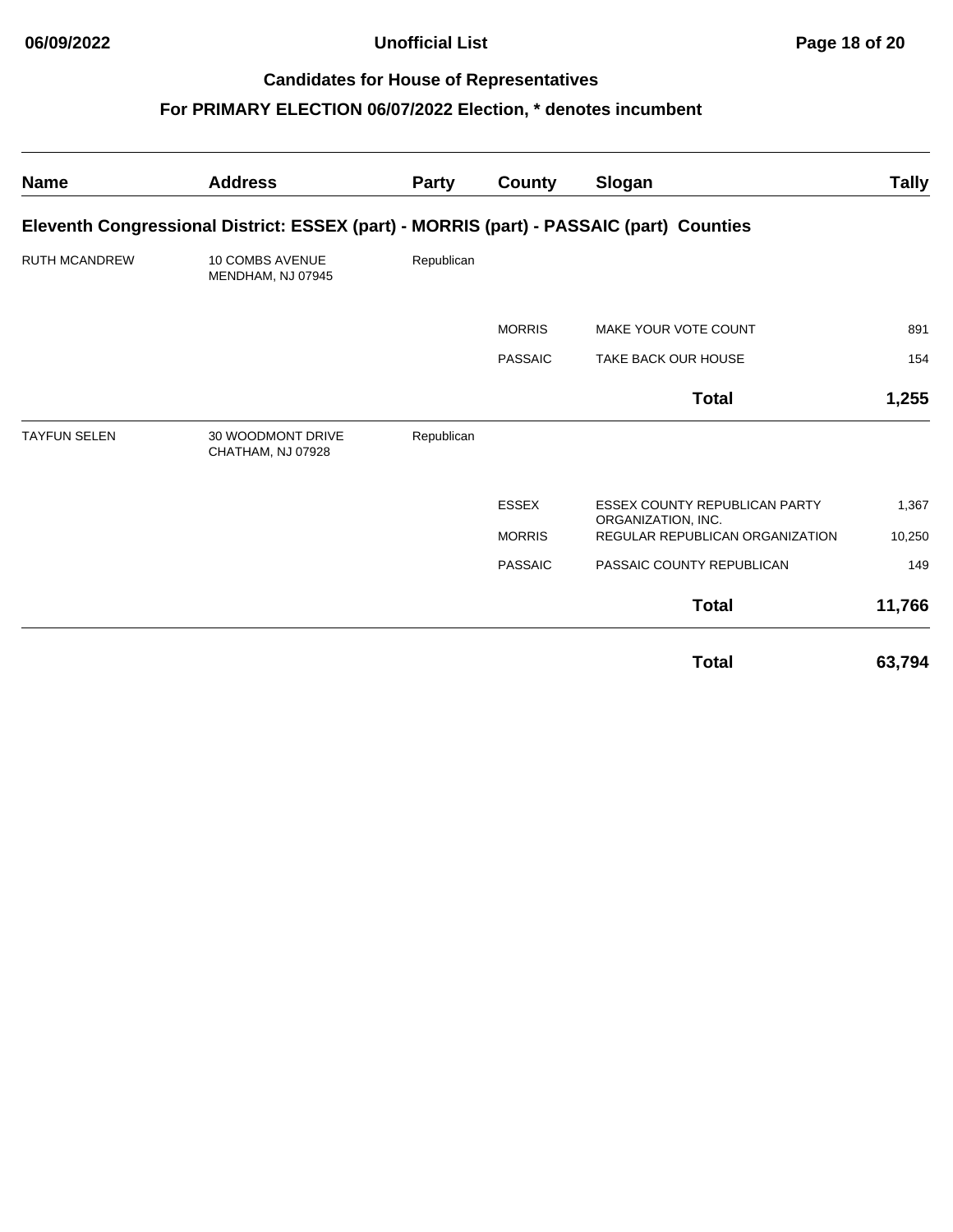## Candidates for House of Representatives

## For PRIMARY ELECTION 06/07/2022 Election, * denotes incumbent

| Name | Address | Party | County | Slogan | Tally |
|---|---|---|---|---|---|
| **Eleventh Congressional District: ESSEX (part) - MORRIS (part) - PASSAIC (part) Counties** | | | | | |
| RUTH MCANDREW | 10 COMBS AVENUE MENDHAM, NJ 07945 | Republican | | | |
| | | | MORRIS | MAKE YOUR VOTE COUNT | 891 |
| | | | PASSAIC | TAKE BACK OUR HOUSE | 154 |
| | | | | **Total** | **1,255** |
| TAYFUN SELEN | 30 WOODMONT DRIVE CHATHAM, NJ 07928 | Republican | | | |
| | | | ESSEX | ESSEX COUNTY REPUBLICAN PARTY ORGANIZATION, INC. | 1,367 |
| | | | MORRIS | REGULAR REPUBLICAN ORGANIZATION | 10,250 |
| | | | PASSAIC | PASSAIC COUNTY REPUBLICAN | 149 |
| | | | | **Total** | **11,766** |
| | | | | **Total** | **63,794** |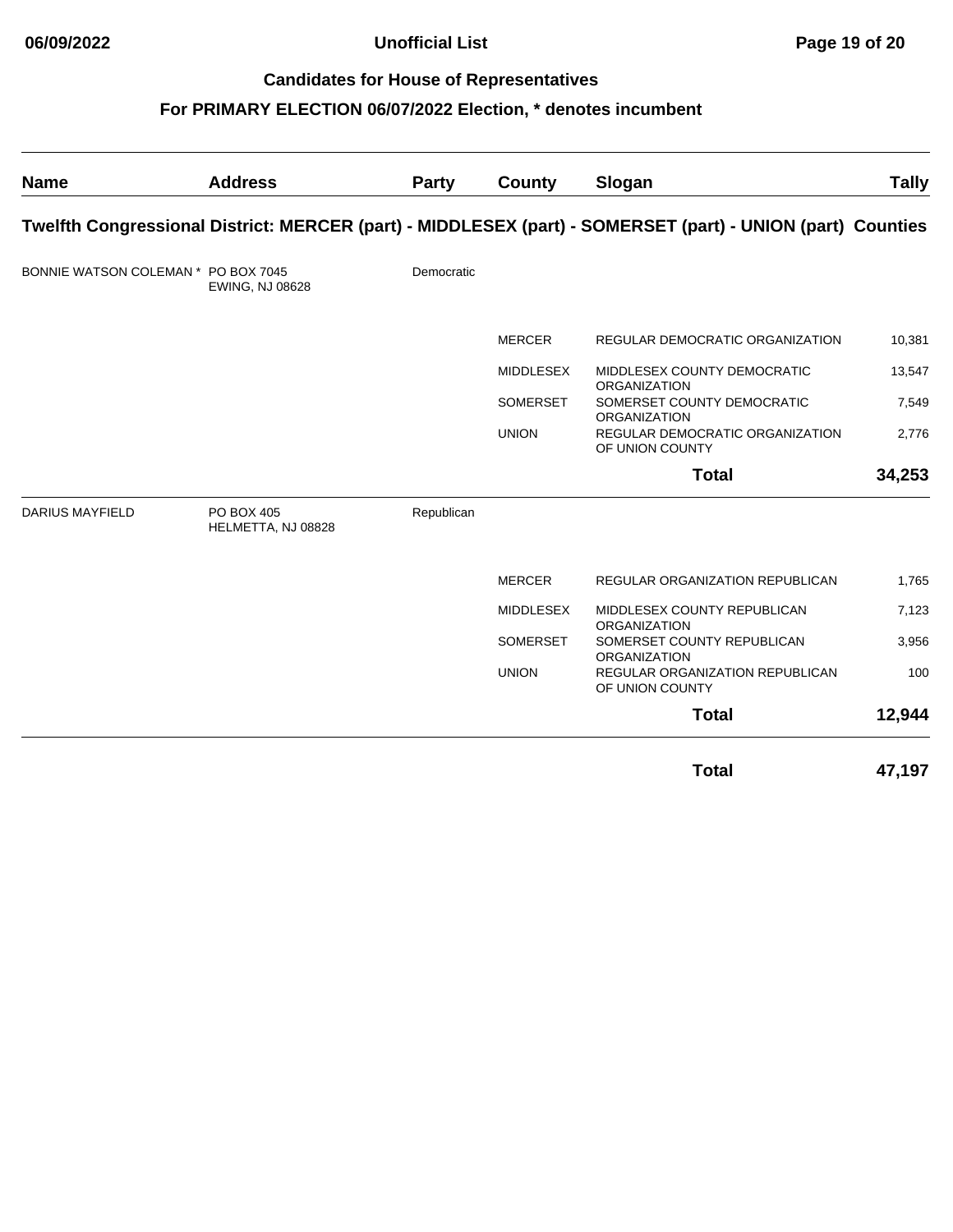## Candidates for House of Representatives

### For PRIMARY ELECTION 06/07/2022 Election, * denotes incumbent

| Name | Address | Party | County | Slogan | Tally |
|---|---|---|---|---|---|
| **Twelfth Congressional District: MERCER (part) - MIDDLESEX (part) - SOMERSET (part) - UNION (part) Counties** | | | | | |
| BONNIE WATSON COLEMAN * | PO BOX 7045 EWING, NJ 08628 | Democratic | | | |
| | | | MERCER | REGULAR DEMOCRATIC ORGANIZATION | 10,381 |
| | | | MIDDLESEX | MIDDLESEX COUNTY DEMOCRATIC ORGANIZATION | 13,547 |
| | | | SOMERSET | SOMERSET COUNTY DEMOCRATIC ORGANIZATION | 7,549 |
| | | | UNION | REGULAR DEMOCRATIC ORGANIZATION OF UNION COUNTY | 2,776 |
| | | | | **Total** | **34,253** |
| DARIUS MAYFIELD | PO BOX 405 HELMETTA, NJ 08828 | Republican | | | |
| | | | MERCER | REGULAR ORGANIZATION REPUBLICAN | 1,765 |
| | | | MIDDLESEX | MIDDLESEX COUNTY REPUBLICAN ORGANIZATION | 7,123 |
| | | | SOMERSET | SOMERSET COUNTY REPUBLICAN ORGANIZATION | 3,956 |
| | | | UNION | REGULAR ORGANIZATION REPUBLICAN OF UNION COUNTY | 100 |
| | | | | **Total** | **12,944** |
| | | | | **Total** | **47,197** |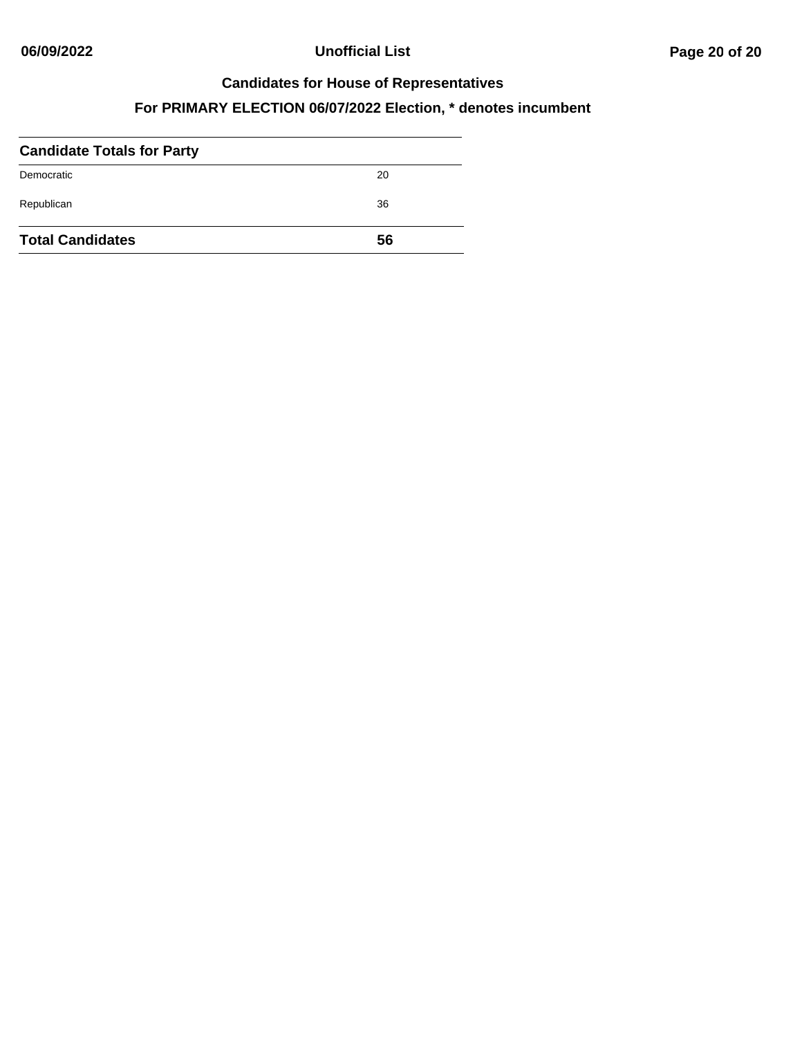| Candidate Totals for Party | |
|---|---|
| Democratic | 20 |
| Republican | 36 |
| **Total Candidates** | **56** |